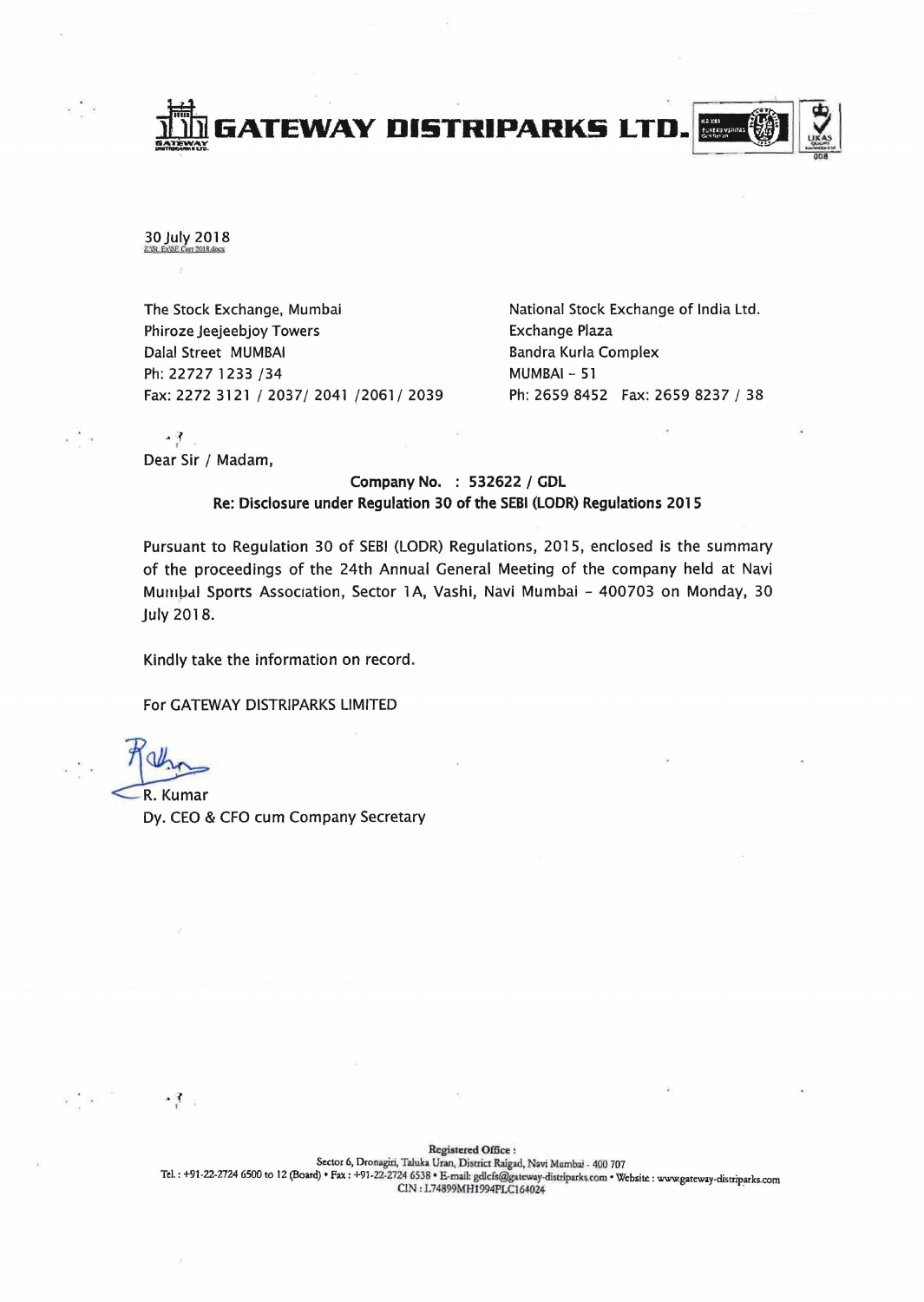# GATEWAY DISTRIPARKS LTD.

30 July 2018

The Stock Exchange, Mumbai
Phiroze Jeejeebjoy Towers
Dalal Street MUMBAI
Ph: 22727 1233 /34
Fax: 2272 3121 / 2037/ 2041 /2061/ 2039

National Stock Exchange of India Ltd.
Exchange Plaza
Bandra Kurla Complex
MUMBAI – 51
Ph: 2659 8452 Fax: 2659 8237 / 38

Dear Sir / Madam,

**Company No. : 532622 / GDL**
**Re: Disclosure under Regulation 30 of the SEBI (LODR) Regulations 2015**

Pursuant to Regulation 30 of SEBI (LODR) Regulations, 2015, enclosed is the summary of the proceedings of the 24th Annual General Meeting of the company held at Navi Mumbai Sports Association, Sector 1A, Vashi, Navi Mumbai – 400703 on Monday, 30 July 2018.

Kindly take the information on record.

For GATEWAY DISTRIPARKS LIMITED

R. Kumar
Dy. CEO & CFO cum Company Secretary

Registered Office :
Sector 6, Dronagiri, Taluka Uran, District Raigad, Navi Mumbai - 400 707
Tel. : +91-22-2724 6500 to 12 (Board) • Fax : +91-22-2724 6538 • E-mail: gdlcfs@gateway-distriparks.com • Website : www.gateway-distriparks.com
CIN : L74899MH1994PLC164024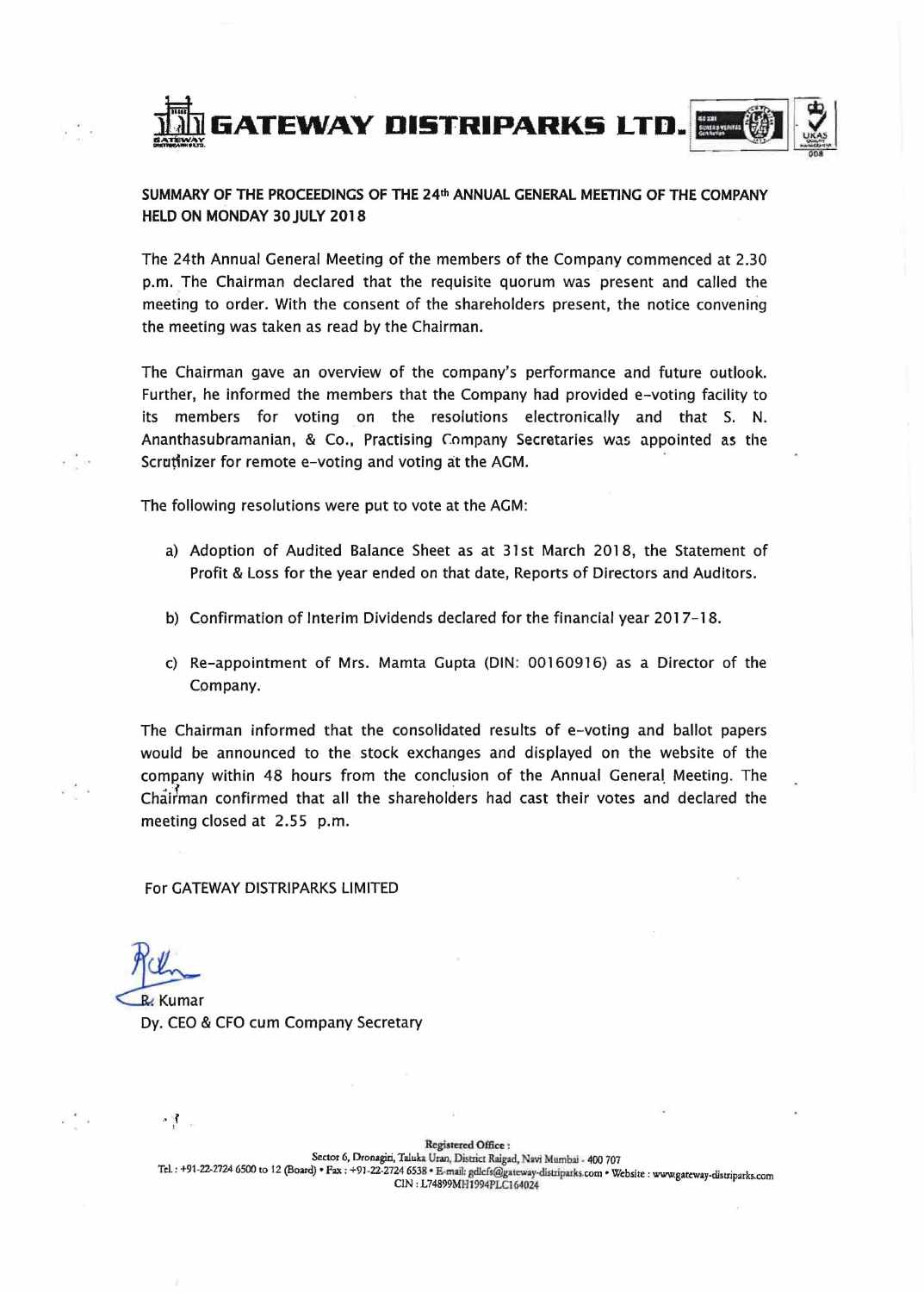# GATEWAY DISTRIPARKS LTD.

**SUMMARY OF THE PROCEEDINGS OF THE 24th ANNUAL GENERAL MEETING OF THE COMPANY HELD ON MONDAY 30 JULY 2018**

The 24th Annual General Meeting of the members of the Company commenced at 2.30 p.m. The Chairman declared that the requisite quorum was present and called the meeting to order. With the consent of the shareholders present, the notice convening the meeting was taken as read by the Chairman.

The Chairman gave an overview of the company's performance and future outlook. Further, he informed the members that the Company had provided e-voting facility to its members for voting on the resolutions electronically and that S. N. Ananthasubramanian, & Co., Practising Company Secretaries was appointed as the Scrutinizer for remote e-voting and voting at the AGM.

The following resolutions were put to vote at the AGM:

a) Adoption of Audited Balance Sheet as at 31st March 2018, the Statement of Profit & Loss for the year ended on that date, Reports of Directors and Auditors.

b) Confirmation of Interim Dividends declared for the financial year 2017-18.

c) Re-appointment of Mrs. Mamta Gupta (DIN: 00160916) as a Director of the Company.

The Chairman informed that the consolidated results of e-voting and ballot papers would be announced to the stock exchanges and displayed on the website of the company within 48 hours from the conclusion of the Annual General Meeting. The Chairman confirmed that all the shareholders had cast their votes and declared the meeting closed at 2.55 p.m.

For GATEWAY DISTRIPARKS LIMITED

R. Kumar
Dy. CEO & CFO cum Company Secretary

Registered Office :
Sector 6, Dronagiri, Taluka Uran, District Raigad, Navi Mumbai - 400 707
Tel. : +91-22-2724 6500 to 12 (Board) • Fax : +91-22-2724 6538 • E-mail: gdlcfs@gateway-distriparks.com • Website : www.gateway-distriparks.com
CIN : L74899MH1994PLC164024